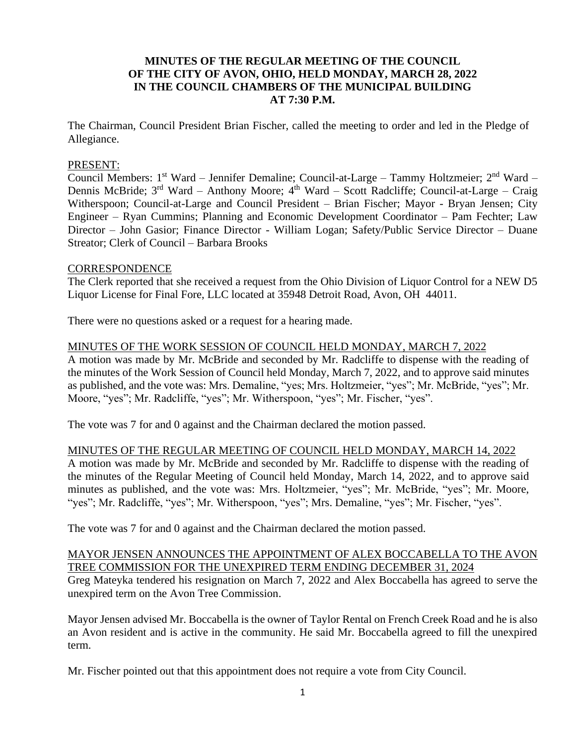**MINUTES OF THE REGULAR MEETING OF THE COUNCIL OF THE CITY OF AVON, OHIO, HELD MONDAY, MARCH 28, 2022 IN THE COUNCIL CHAMBERS OF THE MUNICIPAL BUILDING AT 7:30 P.M.**

The Chairman, Council President Brian Fischer, called the meeting to order and led in the Pledge of Allegiance.

PRESENT:

Council Members: 1st Ward – Jennifer Demaline; Council-at-Large – Tammy Holtzmeier; 2nd Ward – Dennis McBride; 3rd Ward – Anthony Moore; 4th Ward – Scott Radcliffe; Council-at-Large – Craig Witherspoon; Council-at-Large and Council President – Brian Fischer; Mayor - Bryan Jensen; City Engineer – Ryan Cummins; Planning and Economic Development Coordinator – Pam Fechter; Law Director – John Gasior; Finance Director - William Logan; Safety/Public Service Director – Duane Streator; Clerk of Council – Barbara Brooks

CORRESPONDENCE

The Clerk reported that she received a request from the Ohio Division of Liquor Control for a NEW D5 Liquor License for Final Fore, LLC located at 35948 Detroit Road, Avon, OH 44011.

There were no questions asked or a request for a hearing made.

MINUTES OF THE WORK SESSION OF COUNCIL HELD MONDAY, MARCH 7, 2022

A motion was made by Mr. McBride and seconded by Mr. Radcliffe to dispense with the reading of the minutes of the Work Session of Council held Monday, March 7, 2022, and to approve said minutes as published, and the vote was: Mrs. Demaline, "yes; Mrs. Holtzmeier, "yes"; Mr. McBride, "yes"; Mr. Moore, "yes"; Mr. Radcliffe, "yes"; Mr. Witherspoon, "yes"; Mr. Fischer, "yes".

The vote was 7 for and 0 against and the Chairman declared the motion passed.

MINUTES OF THE REGULAR MEETING OF COUNCIL HELD MONDAY, MARCH 14, 2022

A motion was made by Mr. McBride and seconded by Mr. Radcliffe to dispense with the reading of the minutes of the Regular Meeting of Council held Monday, March 14, 2022, and to approve said minutes as published, and the vote was: Mrs. Holtzmeier, "yes"; Mr. McBride, "yes"; Mr. Moore, "yes"; Mr. Radcliffe, "yes"; Mr. Witherspoon, "yes"; Mrs. Demaline, "yes"; Mr. Fischer, "yes".

The vote was 7 for and 0 against and the Chairman declared the motion passed.

MAYOR JENSEN ANNOUNCES THE APPOINTMENT OF ALEX BOCCABELLA TO THE AVON TREE COMMISSION FOR THE UNEXPIRED TERM ENDING DECEMBER 31, 2024

Greg Mateyka tendered his resignation on March 7, 2022 and Alex Boccabella has agreed to serve the unexpired term on the Avon Tree Commission.

Mayor Jensen advised Mr. Boccabella is the owner of Taylor Rental on French Creek Road and he is also an Avon resident and is active in the community. He said Mr. Boccabella agreed to fill the unexpired term.

Mr. Fischer pointed out that this appointment does not require a vote from City Council.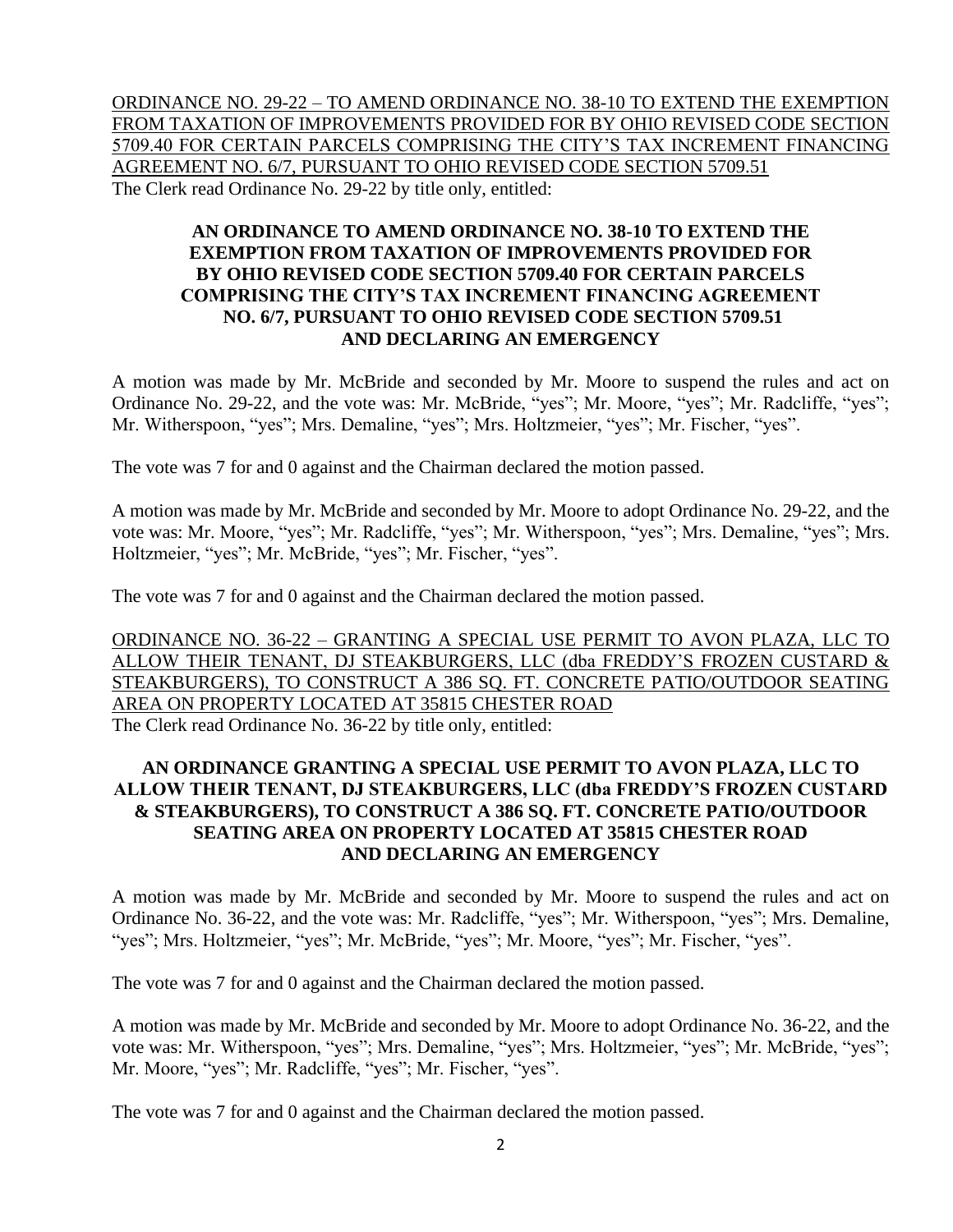<u>ORDINANCE NO. 29-22 – TO AMEND ORDINANCE NO. 38-10 TO EXTEND THE EXEMPTION FROM TAXATION OF IMPROVEMENTS PROVIDED FOR BY OHIO REVISED CODE SECTION 5709.40 FOR CERTAIN PARCELS COMPRISING THE CITY'S TAX INCREMENT FINANCING AGREEMENT NO. 6/7, PURSUANT TO OHIO REVISED CODE SECTION 5709.51</u>

The Clerk read Ordinance No. 29-22 by title only, entitled:

**AN ORDINANCE TO AMEND ORDINANCE NO. 38-10 TO EXTEND THE EXEMPTION FROM TAXATION OF IMPROVEMENTS PROVIDED FOR BY OHIO REVISED CODE SECTION 5709.40 FOR CERTAIN PARCELS COMPRISING THE CITY'S TAX INCREMENT FINANCING AGREEMENT NO. 6/7, PURSUANT TO OHIO REVISED CODE SECTION 5709.51 AND DECLARING AN EMERGENCY**

A motion was made by Mr. McBride and seconded by Mr. Moore to suspend the rules and act on Ordinance No. 29-22, and the vote was: Mr. McBride, "yes"; Mr. Moore, "yes"; Mr. Radcliffe, "yes"; Mr. Witherspoon, "yes"; Mrs. Demaline, "yes"; Mrs. Holtzmeier, "yes"; Mr. Fischer, "yes".

The vote was 7 for and 0 against and the Chairman declared the motion passed.

A motion was made by Mr. McBride and seconded by Mr. Moore to adopt Ordinance No. 29-22, and the vote was: Mr. Moore, "yes"; Mr. Radcliffe, "yes"; Mr. Witherspoon, "yes"; Mrs. Demaline, "yes"; Mrs. Holtzmeier, "yes"; Mr. McBride, "yes"; Mr. Fischer, "yes".

The vote was 7 for and 0 against and the Chairman declared the motion passed.

<u>ORDINANCE NO. 36-22 – GRANTING A SPECIAL USE PERMIT TO AVON PLAZA, LLC TO ALLOW THEIR TENANT, DJ STEAKBURGERS, LLC (dba FREDDY'S FROZEN CUSTARD & STEAKBURGERS), TO CONSTRUCT A 386 SQ. FT. CONCRETE PATIO/OUTDOOR SEATING AREA ON PROPERTY LOCATED AT 35815 CHESTER ROAD</u>

The Clerk read Ordinance No. 36-22 by title only, entitled:

**AN ORDINANCE GRANTING A SPECIAL USE PERMIT TO AVON PLAZA, LLC TO ALLOW THEIR TENANT, DJ STEAKBURGERS, LLC (dba FREDDY'S FROZEN CUSTARD & STEAKBURGERS), TO CONSTRUCT A 386 SQ. FT. CONCRETE PATIO/OUTDOOR SEATING AREA ON PROPERTY LOCATED AT 35815 CHESTER ROAD AND DECLARING AN EMERGENCY**

A motion was made by Mr. McBride and seconded by Mr. Moore to suspend the rules and act on Ordinance No. 36-22, and the vote was: Mr. Radcliffe, "yes"; Mr. Witherspoon, "yes"; Mrs. Demaline, "yes"; Mrs. Holtzmeier, "yes"; Mr. McBride, "yes"; Mr. Moore, "yes"; Mr. Fischer, "yes".

The vote was 7 for and 0 against and the Chairman declared the motion passed.

A motion was made by Mr. McBride and seconded by Mr. Moore to adopt Ordinance No. 36-22, and the vote was: Mr. Witherspoon, "yes"; Mrs. Demaline, "yes"; Mrs. Holtzmeier, "yes"; Mr. McBride, "yes"; Mr. Moore, "yes"; Mr. Radcliffe, "yes"; Mr. Fischer, "yes".

The vote was 7 for and 0 against and the Chairman declared the motion passed.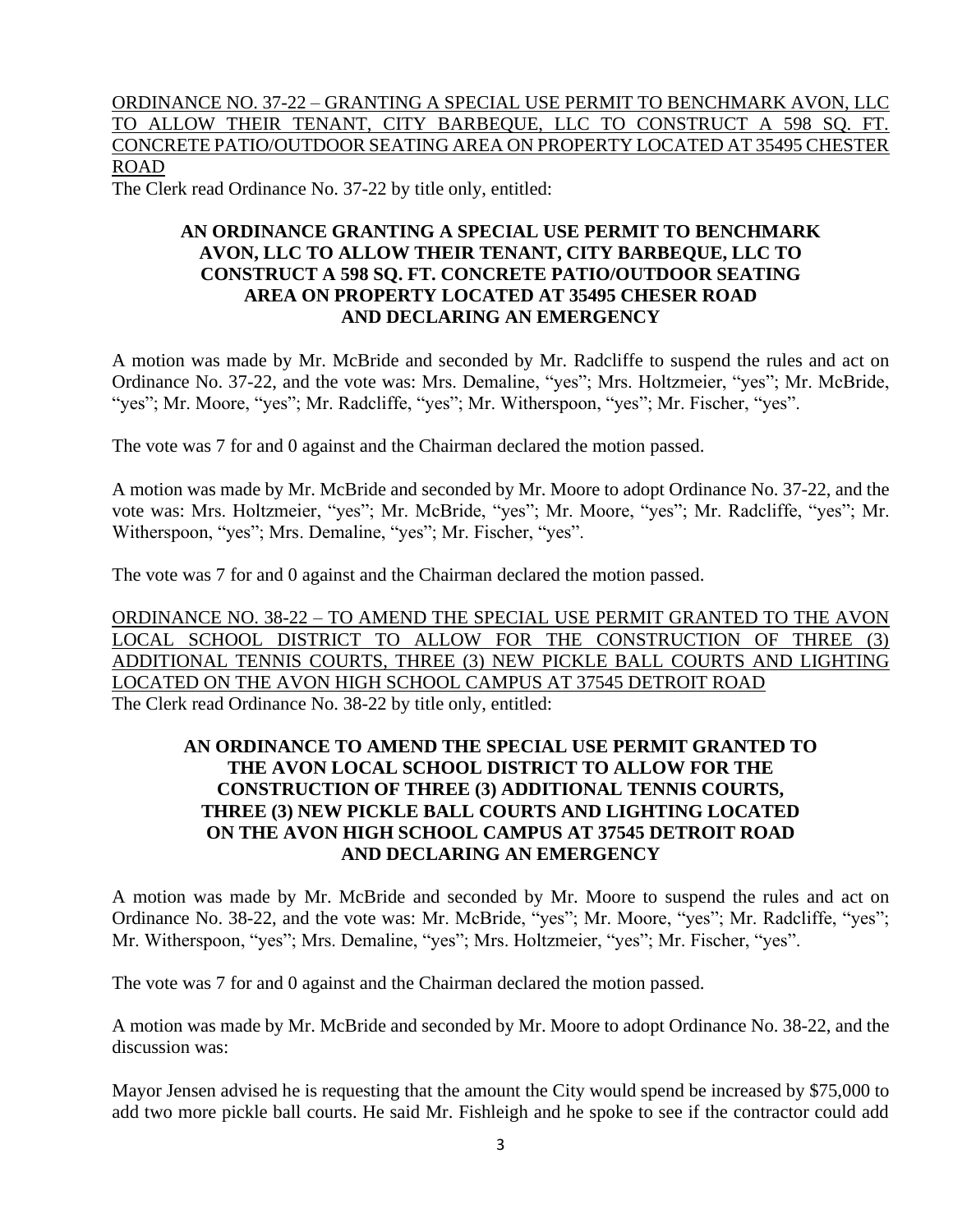ORDINANCE NO. 37-22 – GRANTING A SPECIAL USE PERMIT TO BENCHMARK AVON, LLC TO ALLOW THEIR TENANT, CITY BARBEQUE, LLC TO CONSTRUCT A 598 SQ. FT. CONCRETE PATIO/OUTDOOR SEATING AREA ON PROPERTY LOCATED AT 35495 CHESTER ROAD

The Clerk read Ordinance No. 37-22 by title only, entitled:

**AN ORDINANCE GRANTING A SPECIAL USE PERMIT TO BENCHMARK AVON, LLC TO ALLOW THEIR TENANT, CITY BARBEQUE, LLC TO CONSTRUCT A 598 SQ. FT. CONCRETE PATIO/OUTDOOR SEATING AREA ON PROPERTY LOCATED AT 35495 CHESER ROAD AND DECLARING AN EMERGENCY**

A motion was made by Mr. McBride and seconded by Mr. Radcliffe to suspend the rules and act on Ordinance No. 37-22, and the vote was: Mrs. Demaline, "yes"; Mrs. Holtzmeier, "yes"; Mr. McBride, "yes"; Mr. Moore, "yes"; Mr. Radcliffe, "yes"; Mr. Witherspoon, "yes"; Mr. Fischer, "yes".

The vote was 7 for and 0 against and the Chairman declared the motion passed.

A motion was made by Mr. McBride and seconded by Mr. Moore to adopt Ordinance No. 37-22, and the vote was: Mrs. Holtzmeier, "yes"; Mr. McBride, "yes"; Mr. Moore, "yes"; Mr. Radcliffe, "yes"; Mr. Witherspoon, "yes"; Mrs. Demaline, "yes"; Mr. Fischer, "yes".

The vote was 7 for and 0 against and the Chairman declared the motion passed.

ORDINANCE NO. 38-22 – TO AMEND THE SPECIAL USE PERMIT GRANTED TO THE AVON LOCAL SCHOOL DISTRICT TO ALLOW FOR THE CONSTRUCTION OF THREE (3) ADDITIONAL TENNIS COURTS, THREE (3) NEW PICKLE BALL COURTS AND LIGHTING LOCATED ON THE AVON HIGH SCHOOL CAMPUS AT 37545 DETROIT ROAD

The Clerk read Ordinance No. 38-22 by title only, entitled:

**AN ORDINANCE TO AMEND THE SPECIAL USE PERMIT GRANTED TO THE AVON LOCAL SCHOOL DISTRICT TO ALLOW FOR THE CONSTRUCTION OF THREE (3) ADDITIONAL TENNIS COURTS, THREE (3) NEW PICKLE BALL COURTS AND LIGHTING LOCATED ON THE AVON HIGH SCHOOL CAMPUS AT 37545 DETROIT ROAD AND DECLARING AN EMERGENCY**

A motion was made by Mr. McBride and seconded by Mr. Moore to suspend the rules and act on Ordinance No. 38-22, and the vote was: Mr. McBride, "yes"; Mr. Moore, "yes"; Mr. Radcliffe, "yes"; Mr. Witherspoon, "yes"; Mrs. Demaline, "yes"; Mrs. Holtzmeier, "yes"; Mr. Fischer, "yes".

The vote was 7 for and 0 against and the Chairman declared the motion passed.

A motion was made by Mr. McBride and seconded by Mr. Moore to adopt Ordinance No. 38-22, and the discussion was:

Mayor Jensen advised he is requesting that the amount the City would spend be increased by $75,000 to add two more pickle ball courts. He said Mr. Fishleigh and he spoke to see if the contractor could add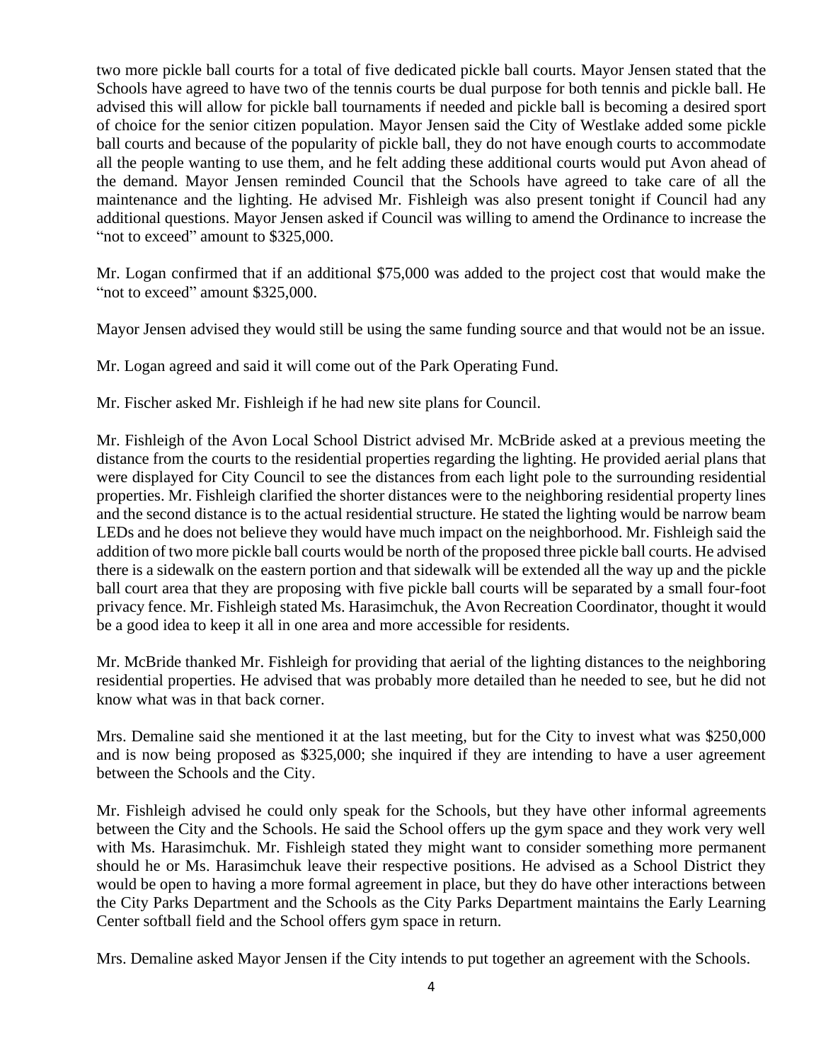two more pickle ball courts for a total of five dedicated pickle ball courts. Mayor Jensen stated that the Schools have agreed to have two of the tennis courts be dual purpose for both tennis and pickle ball. He advised this will allow for pickle ball tournaments if needed and pickle ball is becoming a desired sport of choice for the senior citizen population. Mayor Jensen said the City of Westlake added some pickle ball courts and because of the popularity of pickle ball, they do not have enough courts to accommodate all the people wanting to use them, and he felt adding these additional courts would put Avon ahead of the demand. Mayor Jensen reminded Council that the Schools have agreed to take care of all the maintenance and the lighting. He advised Mr. Fishleigh was also present tonight if Council had any additional questions. Mayor Jensen asked if Council was willing to amend the Ordinance to increase the "not to exceed" amount to $325,000.

Mr. Logan confirmed that if an additional $75,000 was added to the project cost that would make the "not to exceed" amount $325,000.

Mayor Jensen advised they would still be using the same funding source and that would not be an issue.

Mr. Logan agreed and said it will come out of the Park Operating Fund.

Mr. Fischer asked Mr. Fishleigh if he had new site plans for Council.

Mr. Fishleigh of the Avon Local School District advised Mr. McBride asked at a previous meeting the distance from the courts to the residential properties regarding the lighting. He provided aerial plans that were displayed for City Council to see the distances from each light pole to the surrounding residential properties. Mr. Fishleigh clarified the shorter distances were to the neighboring residential property lines and the second distance is to the actual residential structure. He stated the lighting would be narrow beam LEDs and he does not believe they would have much impact on the neighborhood. Mr. Fishleigh said the addition of two more pickle ball courts would be north of the proposed three pickle ball courts. He advised there is a sidewalk on the eastern portion and that sidewalk will be extended all the way up and the pickle ball court area that they are proposing with five pickle ball courts will be separated by a small four-foot privacy fence. Mr. Fishleigh stated Ms. Harasimchuk, the Avon Recreation Coordinator, thought it would be a good idea to keep it all in one area and more accessible for residents.

Mr. McBride thanked Mr. Fishleigh for providing that aerial of the lighting distances to the neighboring residential properties. He advised that was probably more detailed than he needed to see, but he did not know what was in that back corner.

Mrs. Demaline said she mentioned it at the last meeting, but for the City to invest what was $250,000 and is now being proposed as $325,000; she inquired if they are intending to have a user agreement between the Schools and the City.

Mr. Fishleigh advised he could only speak for the Schools, but they have other informal agreements between the City and the Schools. He said the School offers up the gym space and they work very well with Ms. Harasimchuk. Mr. Fishleigh stated they might want to consider something more permanent should he or Ms. Harasimchuk leave their respective positions. He advised as a School District they would be open to having a more formal agreement in place, but they do have other interactions between the City Parks Department and the Schools as the City Parks Department maintains the Early Learning Center softball field and the School offers gym space in return.

Mrs. Demaline asked Mayor Jensen if the City intends to put together an agreement with the Schools.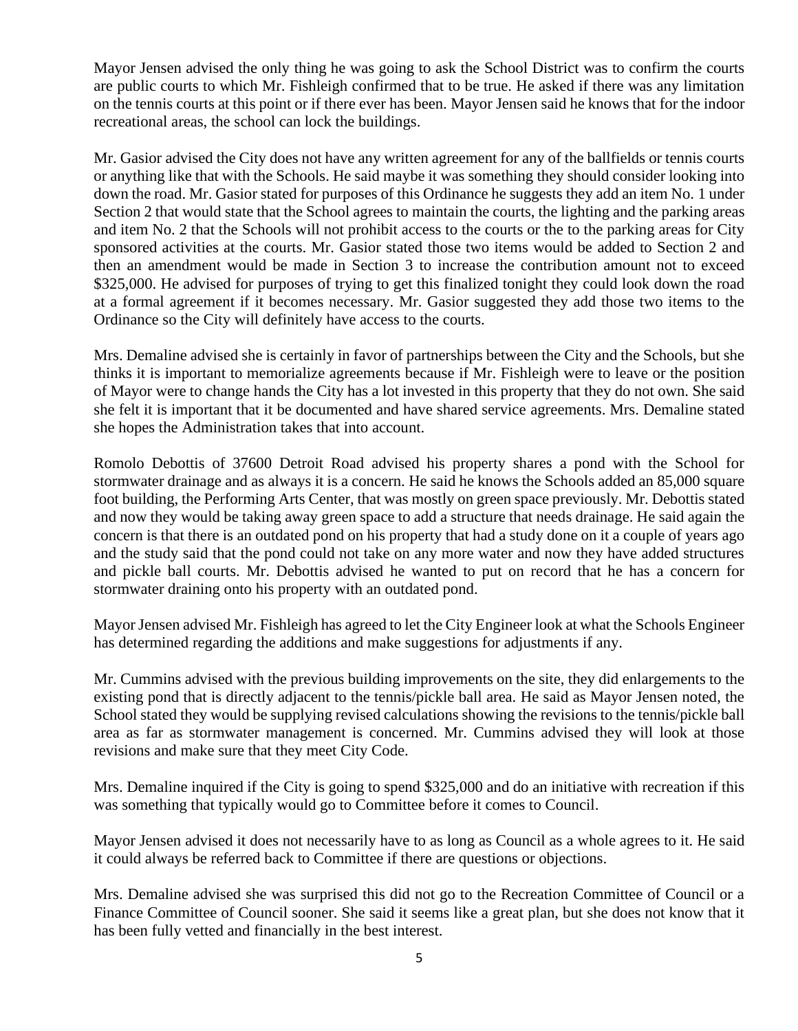Mayor Jensen advised the only thing he was going to ask the School District was to confirm the courts are public courts to which Mr. Fishleigh confirmed that to be true. He asked if there was any limitation on the tennis courts at this point or if there ever has been. Mayor Jensen said he knows that for the indoor recreational areas, the school can lock the buildings.

Mr. Gasior advised the City does not have any written agreement for any of the ballfields or tennis courts or anything like that with the Schools. He said maybe it was something they should consider looking into down the road. Mr. Gasior stated for purposes of this Ordinance he suggests they add an item No. 1 under Section 2 that would state that the School agrees to maintain the courts, the lighting and the parking areas and item No. 2 that the Schools will not prohibit access to the courts or the to the parking areas for City sponsored activities at the courts. Mr. Gasior stated those two items would be added to Section 2 and then an amendment would be made in Section 3 to increase the contribution amount not to exceed $325,000. He advised for purposes of trying to get this finalized tonight they could look down the road at a formal agreement if it becomes necessary. Mr. Gasior suggested they add those two items to the Ordinance so the City will definitely have access to the courts.

Mrs. Demaline advised she is certainly in favor of partnerships between the City and the Schools, but she thinks it is important to memorialize agreements because if Mr. Fishleigh were to leave or the position of Mayor were to change hands the City has a lot invested in this property that they do not own. She said she felt it is important that it be documented and have shared service agreements. Mrs. Demaline stated she hopes the Administration takes that into account.

Romolo Debottis of 37600 Detroit Road advised his property shares a pond with the School for stormwater drainage and as always it is a concern. He said he knows the Schools added an 85,000 square foot building, the Performing Arts Center, that was mostly on green space previously. Mr. Debottis stated and now they would be taking away green space to add a structure that needs drainage. He said again the concern is that there is an outdated pond on his property that had a study done on it a couple of years ago and the study said that the pond could not take on any more water and now they have added structures and pickle ball courts. Mr. Debottis advised he wanted to put on record that he has a concern for stormwater draining onto his property with an outdated pond.

Mayor Jensen advised Mr. Fishleigh has agreed to let the City Engineer look at what the Schools Engineer has determined regarding the additions and make suggestions for adjustments if any.

Mr. Cummins advised with the previous building improvements on the site, they did enlargements to the existing pond that is directly adjacent to the tennis/pickle ball area. He said as Mayor Jensen noted, the School stated they would be supplying revised calculations showing the revisions to the tennis/pickle ball area as far as stormwater management is concerned. Mr. Cummins advised they will look at those revisions and make sure that they meet City Code.

Mrs. Demaline inquired if the City is going to spend $325,000 and do an initiative with recreation if this was something that typically would go to Committee before it comes to Council.

Mayor Jensen advised it does not necessarily have to as long as Council as a whole agrees to it. He said it could always be referred back to Committee if there are questions or objections.

Mrs. Demaline advised she was surprised this did not go to the Recreation Committee of Council or a Finance Committee of Council sooner. She said it seems like a great plan, but she does not know that it has been fully vetted and financially in the best interest.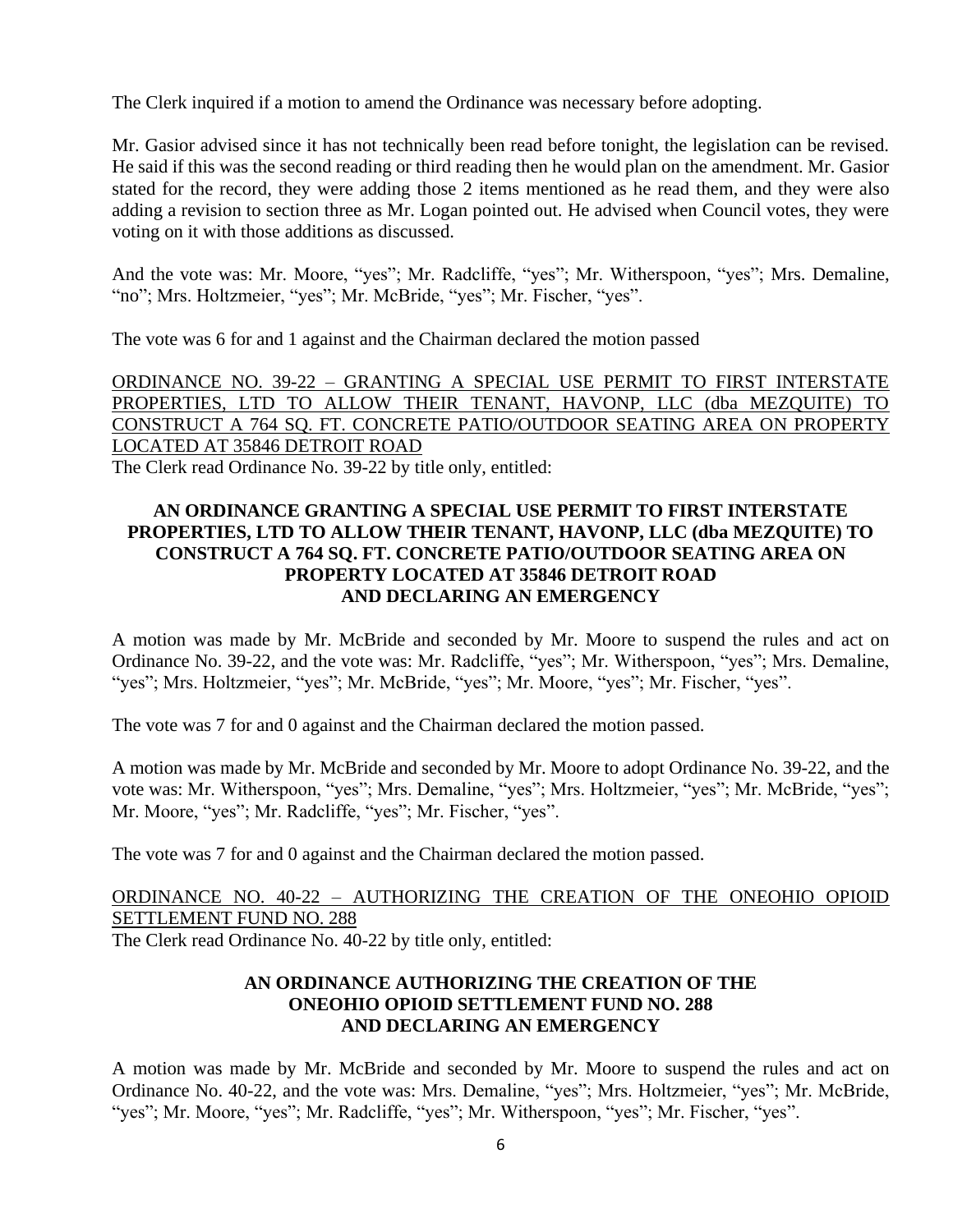The Clerk inquired if a motion to amend the Ordinance was necessary before adopting.

Mr. Gasior advised since it has not technically been read before tonight, the legislation can be revised. He said if this was the second reading or third reading then he would plan on the amendment. Mr. Gasior stated for the record, they were adding those 2 items mentioned as he read them, and they were also adding a revision to section three as Mr. Logan pointed out. He advised when Council votes, they were voting on it with those additions as discussed.

And the vote was: Mr. Moore, "yes"; Mr. Radcliffe, "yes"; Mr. Witherspoon, "yes"; Mrs. Demaline, "no"; Mrs. Holtzmeier, "yes"; Mr. McBride, "yes"; Mr. Fischer, "yes".

The vote was 6 for and 1 against and the Chairman declared the motion passed

<u>ORDINANCE NO. 39-22 – GRANTING A SPECIAL USE PERMIT TO FIRST INTERSTATE PROPERTIES, LTD TO ALLOW THEIR TENANT, HAVONP, LLC (dba MEZQUITE) TO CONSTRUCT A 764 SQ. FT. CONCRETE PATIO/OUTDOOR SEATING AREA ON PROPERTY LOCATED AT 35846 DETROIT ROAD</u>

The Clerk read Ordinance No. 39-22 by title only, entitled:

**AN ORDINANCE GRANTING A SPECIAL USE PERMIT TO FIRST INTERSTATE PROPERTIES, LTD TO ALLOW THEIR TENANT, HAVONP, LLC (dba MEZQUITE) TO CONSTRUCT A 764 SQ. FT. CONCRETE PATIO/OUTDOOR SEATING AREA ON PROPERTY LOCATED AT 35846 DETROIT ROAD AND DECLARING AN EMERGENCY**

A motion was made by Mr. McBride and seconded by Mr. Moore to suspend the rules and act on Ordinance No. 39-22, and the vote was: Mr. Radcliffe, "yes"; Mr. Witherspoon, "yes"; Mrs. Demaline, "yes"; Mrs. Holtzmeier, "yes"; Mr. McBride, "yes"; Mr. Moore, "yes"; Mr. Fischer, "yes".

The vote was 7 for and 0 against and the Chairman declared the motion passed.

A motion was made by Mr. McBride and seconded by Mr. Moore to adopt Ordinance No. 39-22, and the vote was: Mr. Witherspoon, "yes"; Mrs. Demaline, "yes"; Mrs. Holtzmeier, "yes"; Mr. McBride, "yes"; Mr. Moore, "yes"; Mr. Radcliffe, "yes"; Mr. Fischer, "yes".

The vote was 7 for and 0 against and the Chairman declared the motion passed.

<u>ORDINANCE NO. 40-22 – AUTHORIZING THE CREATION OF THE ONEOHIO OPIOID SETTLEMENT FUND NO. 288</u>

The Clerk read Ordinance No. 40-22 by title only, entitled:

**AN ORDINANCE AUTHORIZING THE CREATION OF THE ONEOHIO OPIOID SETTLEMENT FUND NO. 288 AND DECLARING AN EMERGENCY**

A motion was made by Mr. McBride and seconded by Mr. Moore to suspend the rules and act on Ordinance No. 40-22, and the vote was: Mrs. Demaline, "yes"; Mrs. Holtzmeier, "yes"; Mr. McBride, "yes"; Mr. Moore, "yes"; Mr. Radcliffe, "yes"; Mr. Witherspoon, "yes"; Mr. Fischer, "yes".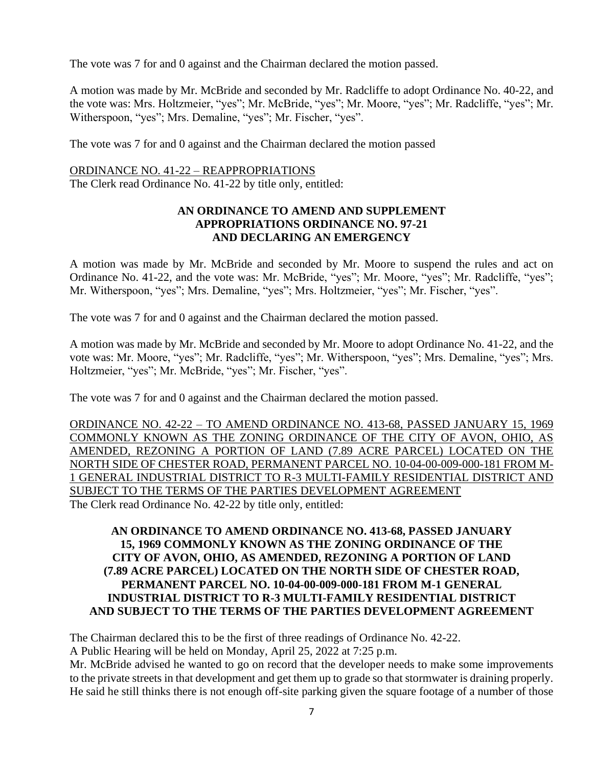The vote was 7 for and 0 against and the Chairman declared the motion passed.

A motion was made by Mr. McBride and seconded by Mr. Radcliffe to adopt Ordinance No. 40-22, and the vote was: Mrs. Holtzmeier, "yes"; Mr. McBride, "yes"; Mr. Moore, "yes"; Mr. Radcliffe, "yes"; Mr. Witherspoon, "yes"; Mrs. Demaline, "yes"; Mr. Fischer, "yes".

The vote was 7 for and 0 against and the Chairman declared the motion passed

<u>ORDINANCE NO. 41-22 – REAPPROPRIATIONS</u>
The Clerk read Ordinance No. 41-22 by title only, entitled:

**AN ORDINANCE TO AMEND AND SUPPLEMENT APPROPRIATIONS ORDINANCE NO. 97-21 AND DECLARING AN EMERGENCY**

A motion was made by Mr. McBride and seconded by Mr. Moore to suspend the rules and act on Ordinance No. 41-22, and the vote was: Mr. McBride, "yes"; Mr. Moore, "yes"; Mr. Radcliffe, "yes"; Mr. Witherspoon, "yes"; Mrs. Demaline, "yes"; Mrs. Holtzmeier, "yes"; Mr. Fischer, "yes".

The vote was 7 for and 0 against and the Chairman declared the motion passed.

A motion was made by Mr. McBride and seconded by Mr. Moore to adopt Ordinance No. 41-22, and the vote was: Mr. Moore, "yes"; Mr. Radcliffe, "yes"; Mr. Witherspoon, "yes"; Mrs. Demaline, "yes"; Mrs. Holtzmeier, "yes"; Mr. McBride, "yes"; Mr. Fischer, "yes".

The vote was 7 for and 0 against and the Chairman declared the motion passed.

<u>ORDINANCE NO. 42-22 – TO AMEND ORDINANCE NO. 413-68, PASSED JANUARY 15, 1969 COMMONLY KNOWN AS THE ZONING ORDINANCE OF THE CITY OF AVON, OHIO, AS AMENDED, REZONING A PORTION OF LAND (7.89 ACRE PARCEL) LOCATED ON THE NORTH SIDE OF CHESTER ROAD, PERMANENT PARCEL NO. 10-04-00-009-000-181 FROM M-1 GENERAL INDUSTRIAL DISTRICT TO R-3 MULTI-FAMILY RESIDENTIAL DISTRICT AND SUBJECT TO THE TERMS OF THE PARTIES DEVELOPMENT AGREEMENT</u>
The Clerk read Ordinance No. 42-22 by title only, entitled:

**AN ORDINANCE TO AMEND ORDINANCE NO. 413-68, PASSED JANUARY 15, 1969 COMMONLY KNOWN AS THE ZONING ORDINANCE OF THE CITY OF AVON, OHIO, AS AMENDED, REZONING A PORTION OF LAND (7.89 ACRE PARCEL) LOCATED ON THE NORTH SIDE OF CHESTER ROAD, PERMANENT PARCEL NO. 10-04-00-009-000-181 FROM M-1 GENERAL INDUSTRIAL DISTRICT TO R-3 MULTI-FAMILY RESIDENTIAL DISTRICT AND SUBJECT TO THE TERMS OF THE PARTIES DEVELOPMENT AGREEMENT**

The Chairman declared this to be the first of three readings of Ordinance No. 42-22.
A Public Hearing will be held on Monday, April 25, 2022 at 7:25 p.m.
Mr. McBride advised he wanted to go on record that the developer needs to make some improvements to the private streets in that development and get them up to grade so that stormwater is draining properly. He said he still thinks there is not enough off-site parking given the square footage of a number of those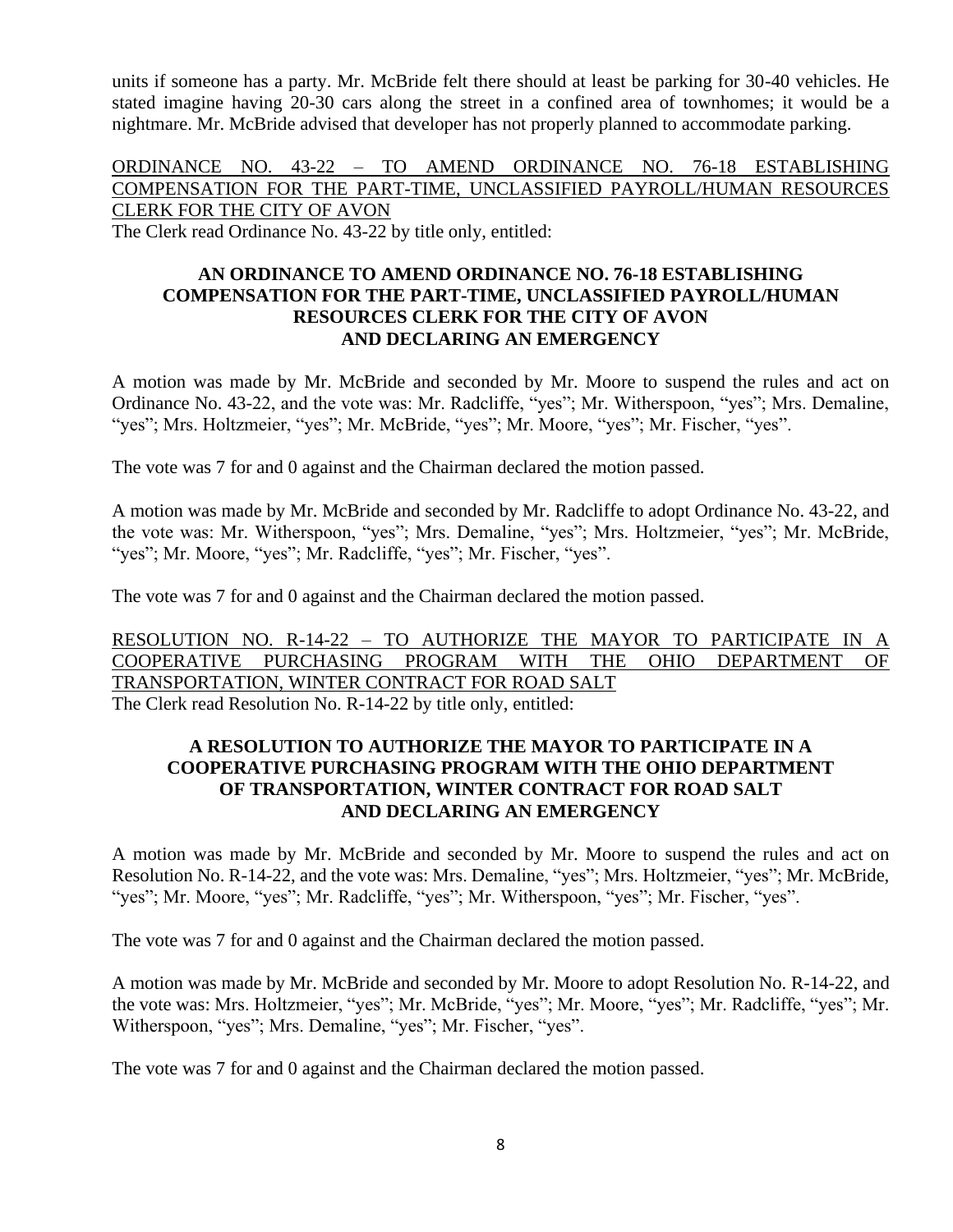units if someone has a party. Mr. McBride felt there should at least be parking for 30-40 vehicles. He stated imagine having 20-30 cars along the street in a confined area of townhomes; it would be a nightmare. Mr. McBride advised that developer has not properly planned to accommodate parking.

ORDINANCE NO. 43-22 – TO AMEND ORDINANCE NO. 76-18 ESTABLISHING COMPENSATION FOR THE PART-TIME, UNCLASSIFIED PAYROLL/HUMAN RESOURCES CLERK FOR THE CITY OF AVON

The Clerk read Ordinance No. 43-22 by title only, entitled:

**AN ORDINANCE TO AMEND ORDINANCE NO. 76-18 ESTABLISHING COMPENSATION FOR THE PART-TIME, UNCLASSIFIED PAYROLL/HUMAN RESOURCES CLERK FOR THE CITY OF AVON AND DECLARING AN EMERGENCY**

A motion was made by Mr. McBride and seconded by Mr. Moore to suspend the rules and act on Ordinance No. 43-22, and the vote was: Mr. Radcliffe, "yes"; Mr. Witherspoon, "yes"; Mrs. Demaline, "yes"; Mrs. Holtzmeier, "yes"; Mr. McBride, "yes"; Mr. Moore, "yes"; Mr. Fischer, "yes".

The vote was 7 for and 0 against and the Chairman declared the motion passed.

A motion was made by Mr. McBride and seconded by Mr. Radcliffe to adopt Ordinance No. 43-22, and the vote was: Mr. Witherspoon, "yes"; Mrs. Demaline, "yes"; Mrs. Holtzmeier, "yes"; Mr. McBride, "yes"; Mr. Moore, "yes"; Mr. Radcliffe, "yes"; Mr. Fischer, "yes".

The vote was 7 for and 0 against and the Chairman declared the motion passed.

RESOLUTION NO. R-14-22 – TO AUTHORIZE THE MAYOR TO PARTICIPATE IN A COOPERATIVE PURCHASING PROGRAM WITH THE OHIO DEPARTMENT OF TRANSPORTATION, WINTER CONTRACT FOR ROAD SALT

The Clerk read Resolution No. R-14-22 by title only, entitled:

**A RESOLUTION TO AUTHORIZE THE MAYOR TO PARTICIPATE IN A COOPERATIVE PURCHASING PROGRAM WITH THE OHIO DEPARTMENT OF TRANSPORTATION, WINTER CONTRACT FOR ROAD SALT AND DECLARING AN EMERGENCY**

A motion was made by Mr. McBride and seconded by Mr. Moore to suspend the rules and act on Resolution No. R-14-22, and the vote was: Mrs. Demaline, "yes"; Mrs. Holtzmeier, "yes"; Mr. McBride, "yes"; Mr. Moore, "yes"; Mr. Radcliffe, "yes"; Mr. Witherspoon, "yes"; Mr. Fischer, "yes".

The vote was 7 for and 0 against and the Chairman declared the motion passed.

A motion was made by Mr. McBride and seconded by Mr. Moore to adopt Resolution No. R-14-22, and the vote was: Mrs. Holtzmeier, "yes"; Mr. McBride, "yes"; Mr. Moore, "yes"; Mr. Radcliffe, "yes"; Mr. Witherspoon, "yes"; Mrs. Demaline, "yes"; Mr. Fischer, "yes".

The vote was 7 for and 0 against and the Chairman declared the motion passed.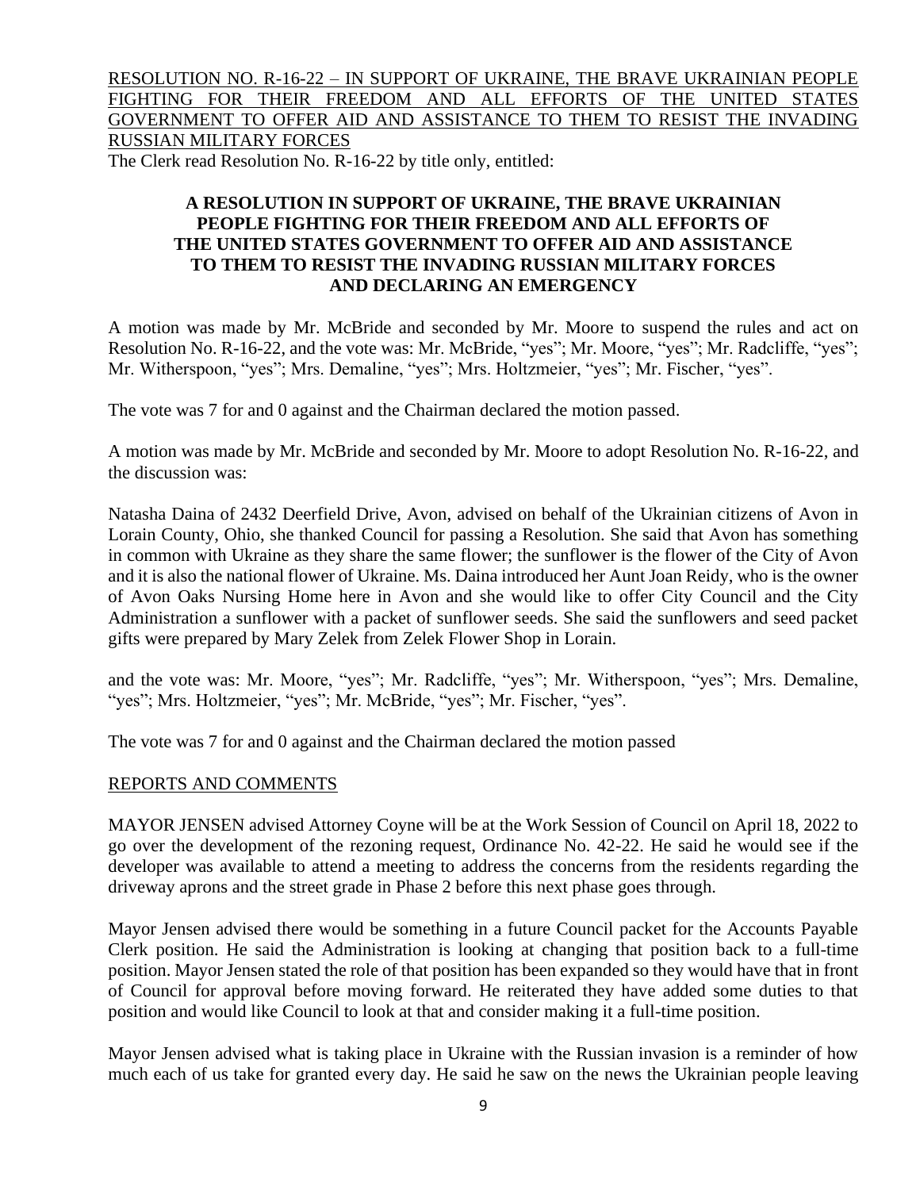RESOLUTION NO. R-16-22 – IN SUPPORT OF UKRAINE, THE BRAVE UKRAINIAN PEOPLE FIGHTING FOR THEIR FREEDOM AND ALL EFFORTS OF THE UNITED STATES GOVERNMENT TO OFFER AID AND ASSISTANCE TO THEM TO RESIST THE INVADING RUSSIAN MILITARY FORCES

The Clerk read Resolution No. R-16-22 by title only, entitled:

**A RESOLUTION IN SUPPORT OF UKRAINE, THE BRAVE UKRAINIAN PEOPLE FIGHTING FOR THEIR FREEDOM AND ALL EFFORTS OF THE UNITED STATES GOVERNMENT TO OFFER AID AND ASSISTANCE TO THEM TO RESIST THE INVADING RUSSIAN MILITARY FORCES AND DECLARING AN EMERGENCY**

A motion was made by Mr. McBride and seconded by Mr. Moore to suspend the rules and act on Resolution No. R-16-22, and the vote was: Mr. McBride, "yes"; Mr. Moore, "yes"; Mr. Radcliffe, "yes"; Mr. Witherspoon, "yes"; Mrs. Demaline, "yes"; Mrs. Holtzmeier, "yes"; Mr. Fischer, "yes".

The vote was 7 for and 0 against and the Chairman declared the motion passed.

A motion was made by Mr. McBride and seconded by Mr. Moore to adopt Resolution No. R-16-22, and the discussion was:

Natasha Daina of 2432 Deerfield Drive, Avon, advised on behalf of the Ukrainian citizens of Avon in Lorain County, Ohio, she thanked Council for passing a Resolution. She said that Avon has something in common with Ukraine as they share the same flower; the sunflower is the flower of the City of Avon and it is also the national flower of Ukraine. Ms. Daina introduced her Aunt Joan Reidy, who is the owner of Avon Oaks Nursing Home here in Avon and she would like to offer City Council and the City Administration a sunflower with a packet of sunflower seeds. She said the sunflowers and seed packet gifts were prepared by Mary Zelek from Zelek Flower Shop in Lorain.

and the vote was: Mr. Moore, "yes"; Mr. Radcliffe, "yes"; Mr. Witherspoon, "yes"; Mrs. Demaline, "yes"; Mrs. Holtzmeier, "yes"; Mr. McBride, "yes"; Mr. Fischer, "yes".

The vote was 7 for and 0 against and the Chairman declared the motion passed

## REPORTS AND COMMENTS

MAYOR JENSEN advised Attorney Coyne will be at the Work Session of Council on April 18, 2022 to go over the development of the rezoning request, Ordinance No. 42-22. He said he would see if the developer was available to attend a meeting to address the concerns from the residents regarding the driveway aprons and the street grade in Phase 2 before this next phase goes through.

Mayor Jensen advised there would be something in a future Council packet for the Accounts Payable Clerk position. He said the Administration is looking at changing that position back to a full-time position. Mayor Jensen stated the role of that position has been expanded so they would have that in front of Council for approval before moving forward. He reiterated they have added some duties to that position and would like Council to look at that and consider making it a full-time position.

Mayor Jensen advised what is taking place in Ukraine with the Russian invasion is a reminder of how much each of us take for granted every day. He said he saw on the news the Ukrainian people leaving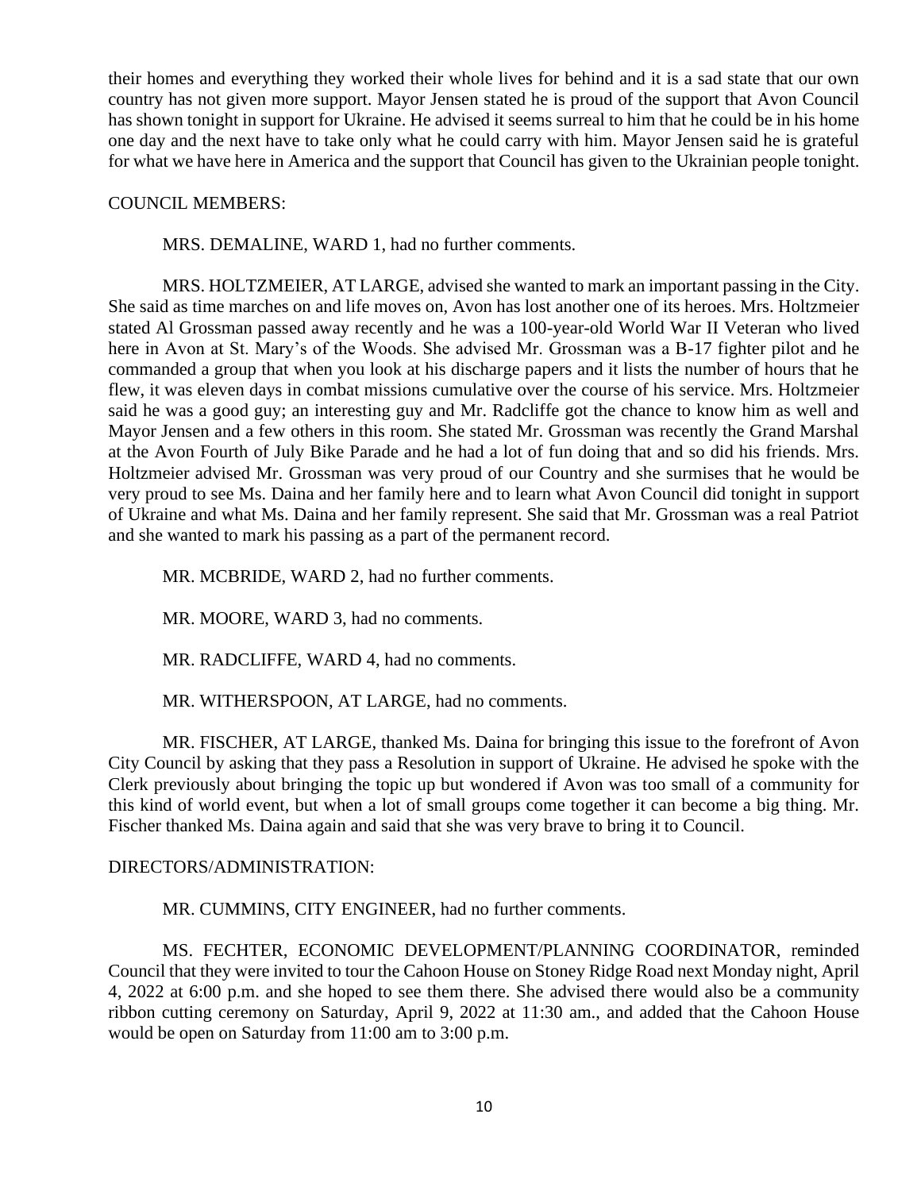their homes and everything they worked their whole lives for behind and it is a sad state that our own country has not given more support. Mayor Jensen stated he is proud of the support that Avon Council has shown tonight in support for Ukraine. He advised it seems surreal to him that he could be in his home one day and the next have to take only what he could carry with him. Mayor Jensen said he is grateful for what we have here in America and the support that Council has given to the Ukrainian people tonight.

COUNCIL MEMBERS:

MRS. DEMALINE, WARD 1, had no further comments.

MRS. HOLTZMEIER, AT LARGE, advised she wanted to mark an important passing in the City. She said as time marches on and life moves on, Avon has lost another one of its heroes. Mrs. Holtzmeier stated Al Grossman passed away recently and he was a 100-year-old World War II Veteran who lived here in Avon at St. Mary's of the Woods. She advised Mr. Grossman was a B-17 fighter pilot and he commanded a group that when you look at his discharge papers and it lists the number of hours that he flew, it was eleven days in combat missions cumulative over the course of his service. Mrs. Holtzmeier said he was a good guy; an interesting guy and Mr. Radcliffe got the chance to know him as well and Mayor Jensen and a few others in this room. She stated Mr. Grossman was recently the Grand Marshal at the Avon Fourth of July Bike Parade and he had a lot of fun doing that and so did his friends. Mrs. Holtzmeier advised Mr. Grossman was very proud of our Country and she surmises that he would be very proud to see Ms. Daina and her family here and to learn what Avon Council did tonight in support of Ukraine and what Ms. Daina and her family represent. She said that Mr. Grossman was a real Patriot and she wanted to mark his passing as a part of the permanent record.

MR. MCBRIDE, WARD 2, had no further comments.

MR. MOORE, WARD 3, had no comments.

MR. RADCLIFFE, WARD 4, had no comments.

MR. WITHERSPOON, AT LARGE, had no comments.

MR. FISCHER, AT LARGE, thanked Ms. Daina for bringing this issue to the forefront of Avon City Council by asking that they pass a Resolution in support of Ukraine. He advised he spoke with the Clerk previously about bringing the topic up but wondered if Avon was too small of a community for this kind of world event, but when a lot of small groups come together it can become a big thing. Mr. Fischer thanked Ms. Daina again and said that she was very brave to bring it to Council.

DIRECTORS/ADMINISTRATION:

MR. CUMMINS, CITY ENGINEER, had no further comments.

MS. FECHTER, ECONOMIC DEVELOPMENT/PLANNING COORDINATOR, reminded Council that they were invited to tour the Cahoon House on Stoney Ridge Road next Monday night, April 4, 2022 at 6:00 p.m. and she hoped to see them there. She advised there would also be a community ribbon cutting ceremony on Saturday, April 9, 2022 at 11:30 am., and added that the Cahoon House would be open on Saturday from 11:00 am to 3:00 p.m.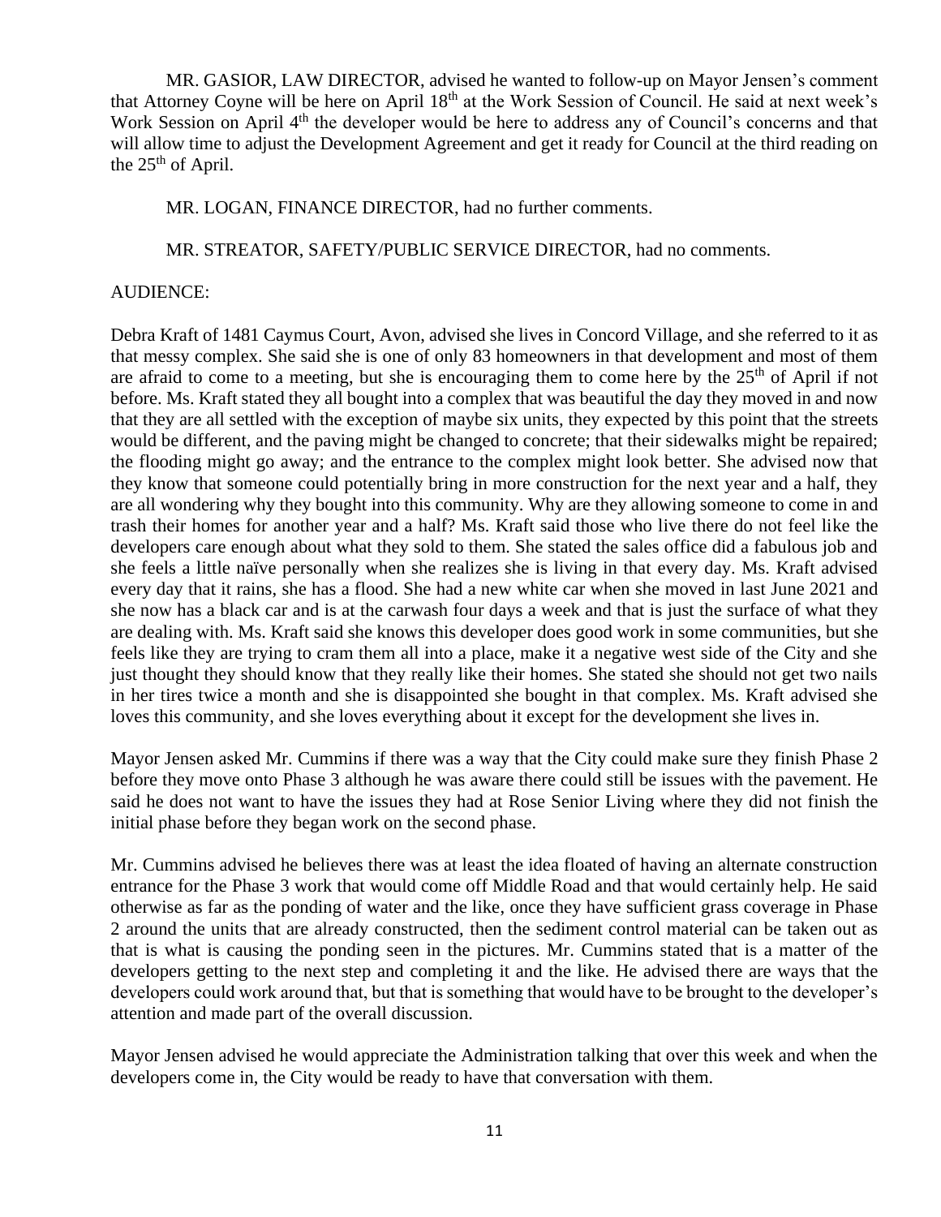MR. GASIOR, LAW DIRECTOR, advised he wanted to follow-up on Mayor Jensen's comment that Attorney Coyne will be here on April 18th at the Work Session of Council. He said at next week's Work Session on April 4th the developer would be here to address any of Council's concerns and that will allow time to adjust the Development Agreement and get it ready for Council at the third reading on the 25th of April.

MR. LOGAN, FINANCE DIRECTOR, had no further comments.

MR. STREATOR, SAFETY/PUBLIC SERVICE DIRECTOR, had no comments.

AUDIENCE:

Debra Kraft of 1481 Caymus Court, Avon, advised she lives in Concord Village, and she referred to it as that messy complex. She said she is one of only 83 homeowners in that development and most of them are afraid to come to a meeting, but she is encouraging them to come here by the 25th of April if not before. Ms. Kraft stated they all bought into a complex that was beautiful the day they moved in and now that they are all settled with the exception of maybe six units, they expected by this point that the streets would be different, and the paving might be changed to concrete; that their sidewalks might be repaired; the flooding might go away; and the entrance to the complex might look better. She advised now that they know that someone could potentially bring in more construction for the next year and a half, they are all wondering why they bought into this community. Why are they allowing someone to come in and trash their homes for another year and a half? Ms. Kraft said those who live there do not feel like the developers care enough about what they sold to them. She stated the sales office did a fabulous job and she feels a little naïve personally when she realizes she is living in that every day. Ms. Kraft advised every day that it rains, she has a flood. She had a new white car when she moved in last June 2021 and she now has a black car and is at the carwash four days a week and that is just the surface of what they are dealing with. Ms. Kraft said she knows this developer does good work in some communities, but she feels like they are trying to cram them all into a place, make it a negative west side of the City and she just thought they should know that they really like their homes. She stated she should not get two nails in her tires twice a month and she is disappointed she bought in that complex. Ms. Kraft advised she loves this community, and she loves everything about it except for the development she lives in.

Mayor Jensen asked Mr. Cummins if there was a way that the City could make sure they finish Phase 2 before they move onto Phase 3 although he was aware there could still be issues with the pavement. He said he does not want to have the issues they had at Rose Senior Living where they did not finish the initial phase before they began work on the second phase.

Mr. Cummins advised he believes there was at least the idea floated of having an alternate construction entrance for the Phase 3 work that would come off Middle Road and that would certainly help. He said otherwise as far as the ponding of water and the like, once they have sufficient grass coverage in Phase 2 around the units that are already constructed, then the sediment control material can be taken out as that is what is causing the ponding seen in the pictures. Mr. Cummins stated that is a matter of the developers getting to the next step and completing it and the like. He advised there are ways that the developers could work around that, but that is something that would have to be brought to the developer's attention and made part of the overall discussion.

Mayor Jensen advised he would appreciate the Administration talking that over this week and when the developers come in, the City would be ready to have that conversation with them.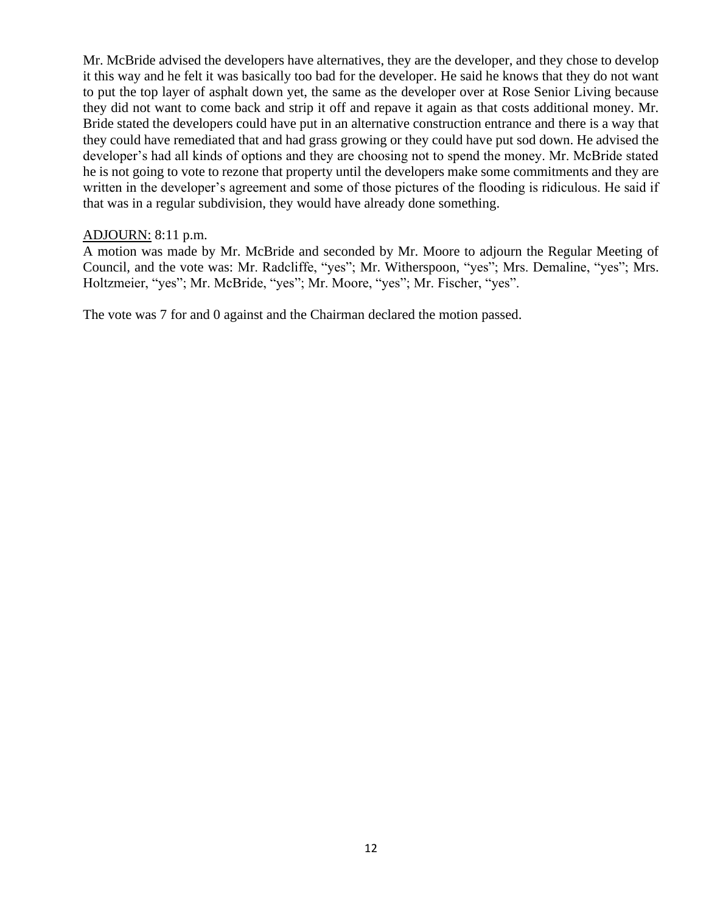Mr. McBride advised the developers have alternatives, they are the developer, and they chose to develop it this way and he felt it was basically too bad for the developer. He said he knows that they do not want to put the top layer of asphalt down yet, the same as the developer over at Rose Senior Living because they did not want to come back and strip it off and repave it again as that costs additional money. Mr. Bride stated the developers could have put in an alternative construction entrance and there is a way that they could have remediated that and had grass growing or they could have put sod down. He advised the developer's had all kinds of options and they are choosing not to spend the money. Mr. McBride stated he is not going to vote to rezone that property until the developers make some commitments and they are written in the developer's agreement and some of those pictures of the flooding is ridiculous. He said if that was in a regular subdivision, they would have already done something.

<u>ADJOURN:</u> 8:11 p.m.
A motion was made by Mr. McBride and seconded by Mr. Moore to adjourn the Regular Meeting of Council, and the vote was: Mr. Radcliffe, "yes"; Mr. Witherspoon, "yes"; Mrs. Demaline, "yes"; Mrs. Holtzmeier, "yes"; Mr. McBride, "yes"; Mr. Moore, "yes"; Mr. Fischer, "yes".

The vote was 7 for and 0 against and the Chairman declared the motion passed.